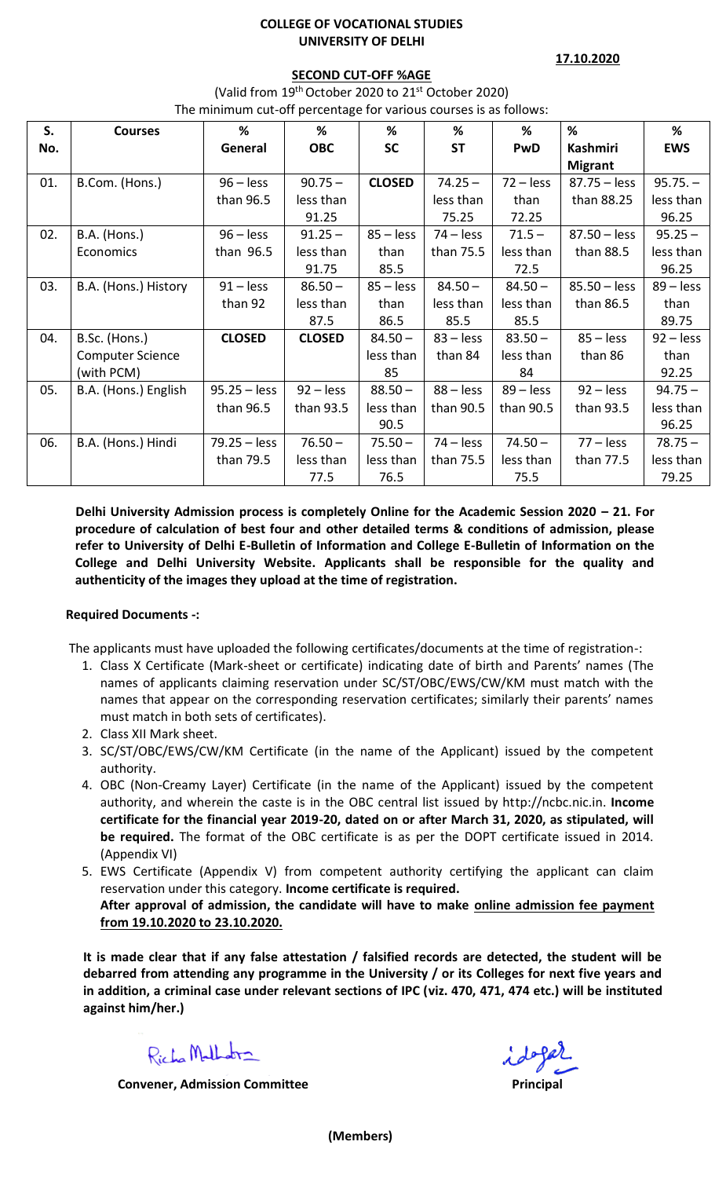**COLLEGE OF VOCATIONAL STUDIES**
**UNIVERSITY OF DELHI**

**17.10.2020**

**SECOND CUT-OFF %AGE**

(Valid from 19th October 2020 to 21st October 2020)

The minimum cut-off percentage for various courses is as follows:

| S. No. | Courses | % General | % OBC | % SC | % ST | % PwD | % Kashmiri Migrant | % EWS |
|---|---|---|---|---|---|---|---|---|
| 01. | B.Com. (Hons.) | 96 – less than 96.5 | 90.75 – less than 91.25 | **CLOSED** | 74.25 – less than 75.25 | 72 – less than 72.25 | 87.75 – less than 88.25 | 95.75. – less than 96.25 |
| 02. | B.A. (Hons.) Economics | 96 – less than 96.5 | 91.25 – less than 91.75 | 85 – less than 85.5 | 74 – less than 75.5 | 71.5 – less than 72.5 | 87.50 – less than 88.5 | 95.25 – less than 96.25 |
| 03. | B.A. (Hons.) History | 91 – less than 92 | 86.50 – less than 87.5 | 85 – less than 86.5 | 84.50 – less than 85.5 | 84.50 – less than 85.5 | 85.50 – less than 86.5 | 89 – less than 89.75 |
| 04. | B.Sc. (Hons.) Computer Science (with PCM) | **CLOSED** | **CLOSED** | 84.50 – less than 85 | 83 – less than 84 | 83.50 – less than 84 | 85 – less than 86 | 92 – less than 92.25 |
| 05. | B.A. (Hons.) English | 95.25 – less than 96.5 | 92 – less than 93.5 | 88.50 – less than 90.5 | 88 – less than 90.5 | 89 – less than 90.5 | 92 – less than 93.5 | 94.75 – less than 96.25 |
| 06. | B.A. (Hons.) Hindi | 79.25 – less than 79.5 | 76.50 – less than 77.5 | 75.50 – less than 76.5 | 74 – less than 75.5 | 74.50 – less than 75.5 | 77 – less than 77.5 | 78.75 – less than 79.25 |

**Delhi University Admission process is completely Online for the Academic Session 2020 – 21. For procedure of calculation of best four and other detailed terms & conditions of admission, please refer to University of Delhi E-Bulletin of Information and College E-Bulletin of Information on the College and Delhi University Website. Applicants shall be responsible for the quality and authenticity of the images they upload at the time of registration.**

**Required Documents -:**

The applicants must have uploaded the following certificates/documents at the time of registration-:

1. Class X Certificate (Mark-sheet or certificate) indicating date of birth and Parents' names (The names of applicants claiming reservation under SC/ST/OBC/EWS/CW/KM must match with the names that appear on the corresponding reservation certificates; similarly their parents' names must match in both sets of certificates).
2. Class XII Mark sheet.
3. SC/ST/OBC/EWS/CW/KM Certificate (in the name of the Applicant) issued by the competent authority.
4. OBC (Non-Creamy Layer) Certificate (in the name of the Applicant) issued by the competent authority, and wherein the caste is in the OBC central list issued by http://ncbc.nic.in. **Income certificate for the financial year 2019-20, dated on or after March 31, 2020, as stipulated, will be required.** The format of the OBC certificate is as per the DOPT certificate issued in 2014. (Appendix VI)
5. EWS Certificate (Appendix V) from competent authority certifying the applicant can claim reservation under this category. **Income certificate is required.**
   **After approval of admission, the candidate will have to make online admission fee payment from 19.10.2020 to 23.10.2020.**

**It is made clear that if any false attestation / falsified records are detected, the student will be debarred from attending any programme in the University / or its Colleges for next five years and in addition, a criminal case under relevant sections of IPC (viz. 470, 471, 474 etc.) will be instituted against him/her.)**

Richa Malhotra

**Convener, Admission Committee**

**Principal**

**(Members)**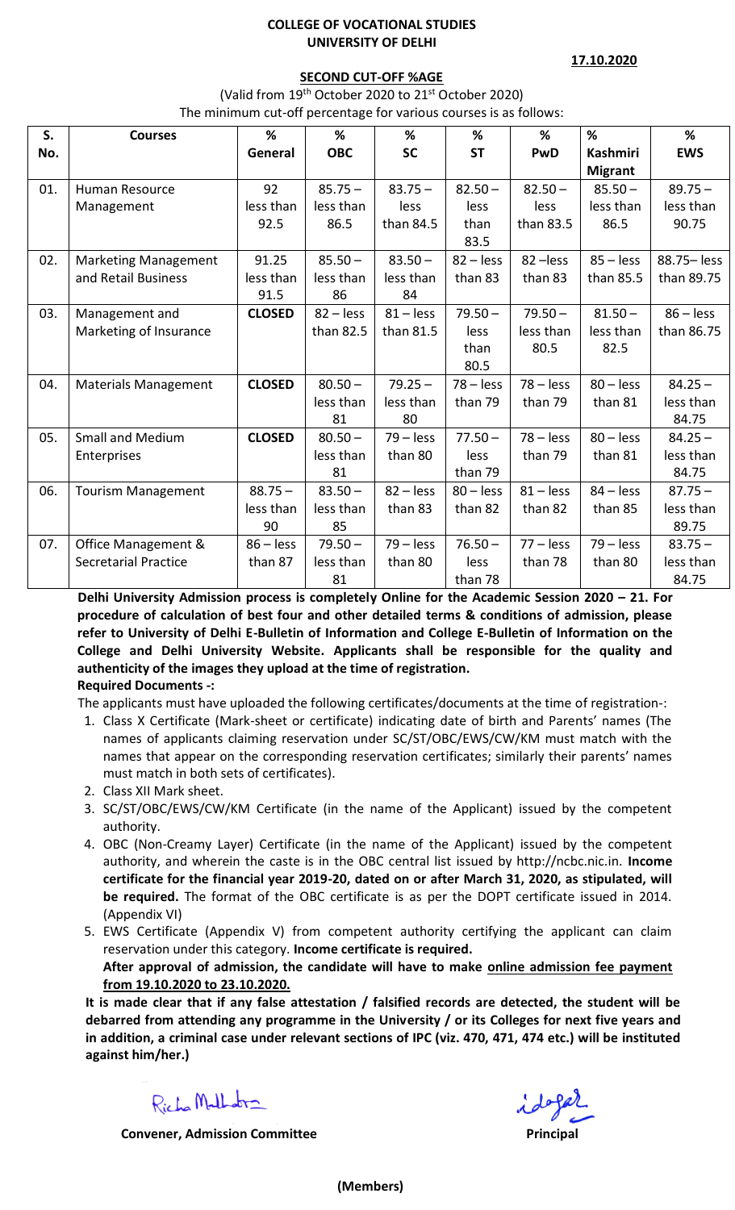**COLLEGE OF VOCATIONAL STUDIES**
**UNIVERSITY OF DELHI**

**17.10.2020**

**SECOND CUT-OFF %AGE**

(Valid from 19th October 2020 to 21st October 2020)

The minimum cut-off percentage for various courses is as follows:

| S. No. | Courses | % General | % OBC | % SC | % ST | % PwD | % Kashmiri Migrant | % EWS |
|---|---|---|---|---|---|---|---|---|
| 01. | Human Resource Management | 92 less than 92.5 | 85.75 – less than 86.5 | 83.75 – less than 84.5 | 82.50 – less than 83.5 | 82.50 – less than 83.5 | 85.50 – less than 86.5 | 89.75 – less than 90.75 |
| 02. | Marketing Management and Retail Business | 91.25 less than 91.5 | 85.50 – less than 86 | 83.50 – less than 84 | 82 – less than 83 | 82 –less than 83 | 85 – less than 85.5 | 88.75– less than 89.75 |
| 03. | Management and Marketing of Insurance | **CLOSED** | 82 – less than 82.5 | 81 – less than 81.5 | 79.50 – less than 80.5 | 79.50 – less than 80.5 | 81.50 – less than 82.5 | 86 – less than 86.75 |
| 04. | Materials Management | **CLOSED** | 80.50 – less than 81 | 79.25 – less than 80 | 78 – less than 79 | 78 – less than 79 | 80 – less than 81 | 84.25 – less than 84.75 |
| 05. | Small and Medium Enterprises | **CLOSED** | 80.50 – less than 81 | 79 – less than 80 | 77.50 – less than 79 | 78 – less than 79 | 80 – less than 81 | 84.25 – less than 84.75 |
| 06. | Tourism Management | 88.75 – less than 90 | 83.50 – less than 85 | 82 – less than 83 | 80 – less than 82 | 81 – less than 82 | 84 – less than 85 | 87.75 – less than 89.75 |
| 07. | Office Management & Secretarial Practice | 86 – less than 87 | 79.50 – less than 81 | 79 – less than 80 | 76.50 – less than 78 | 77 – less than 78 | 79 – less than 80 | 83.75 – less than 84.75 |

**Delhi University Admission process is completely Online for the Academic Session 2020 – 21. For procedure of calculation of best four and other detailed terms & conditions of admission, please refer to University of Delhi E-Bulletin of Information and College E-Bulletin of Information on the College and Delhi University Website. Applicants shall be responsible for the quality and authenticity of the images they upload at the time of registration.**

**Required Documents -:**

The applicants must have uploaded the following certificates/documents at the time of registration-:

1. Class X Certificate (Mark-sheet or certificate) indicating date of birth and Parents' names (The names of applicants claiming reservation under SC/ST/OBC/EWS/CW/KM must match with the names that appear on the corresponding reservation certificates; similarly their parents' names must match in both sets of certificates).
2. Class XII Mark sheet.
3. SC/ST/OBC/EWS/CW/KM Certificate (in the name of the Applicant) issued by the competent authority.
4. OBC (Non-Creamy Layer) Certificate (in the name of the Applicant) issued by the competent authority, and wherein the caste is in the OBC central list issued by http://ncbc.nic.in. **Income certificate for the financial year 2019-20, dated on or after March 31, 2020, as stipulated, will be required.** The format of the OBC certificate is as per the DOPT certificate issued in 2014. (Appendix VI)
5. EWS Certificate (Appendix V) from competent authority certifying the applicant can claim reservation under this category. **Income certificate is required.**

**After approval of admission, the candidate will have to make online admission fee payment from 19.10.2020 to 23.10.2020.**

**It is made clear that if any false attestation / falsified records are detected, the student will be debarred from attending any programme in the University / or its Colleges for next five years and in addition, a criminal case under relevant sections of IPC (viz. 470, 471, 474 etc.) will be instituted against him/her.)**

**Convener, Admission Committee**

**Principal**

**(Members)**